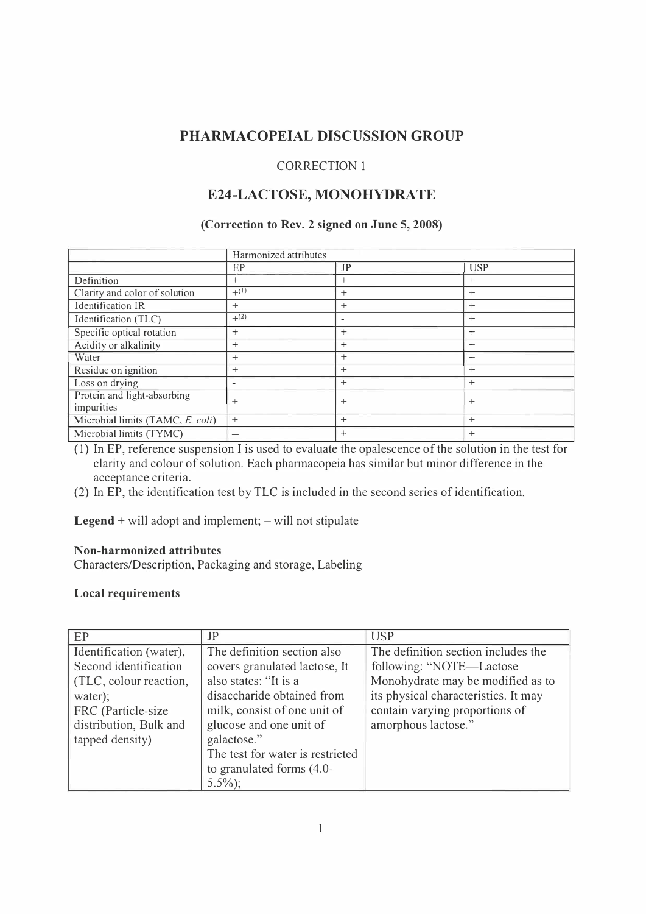# PHARMACOPEIAL DISCUSSION GROUP

CORRECTION 1

## E24-LACTOSE, MONOHYDRATE

**(Correction to Rev. 2 signed on June 5, 2008)**

| | Harmonized attributes | | |
|---|---|---|---|
| | EP | JP | USP |
| Definition | + | + | + |
| Clarity and color of solution | +(1) | + | + |
| Identification IR | + | + | + |
| Identification (TLC) | +(2) | - | + |
| Specific optical rotation | + | + | + |
| Acidity or alkalinity | + | + | + |
| Water | + | + | + |
| Residue on ignition | + | + | + |
| Loss on drying | - | + | + |
| Protein and light-absorbing impurities | + | + | + |
| Microbial limits (TAMC, *E. coli*) | + | + | + |
| Microbial limits (TYMC) | – | + | + |

(1) In EP, reference suspension I is used to evaluate the opalescence of the solution in the test for clarity and colour of solution. Each pharmacopeia has similar but minor difference in the acceptance criteria.

(2) In EP, the identification test by TLC is included in the second series of identification.

**Legend** + will adopt and implement; – will not stipulate

**Non-harmonized attributes**

Characters/Description, Packaging and storage, Labeling

**Local requirements**

| EP | JP | USP |
|---|---|---|
| Identification (water), Second identification (TLC, colour reaction, water); FRC (Particle-size distribution, Bulk and tapped density) | The definition section also covers granulated lactose, It also states: "It is a disaccharide obtained from milk, consist of one unit of glucose and one unit of galactose." The test for water is restricted to granulated forms (4.0-5.5%); | The definition section includes the following: "NOTE—Lactose Monohydrate may be modified as to its physical characteristics. It may contain varying proportions of amorphous lactose." |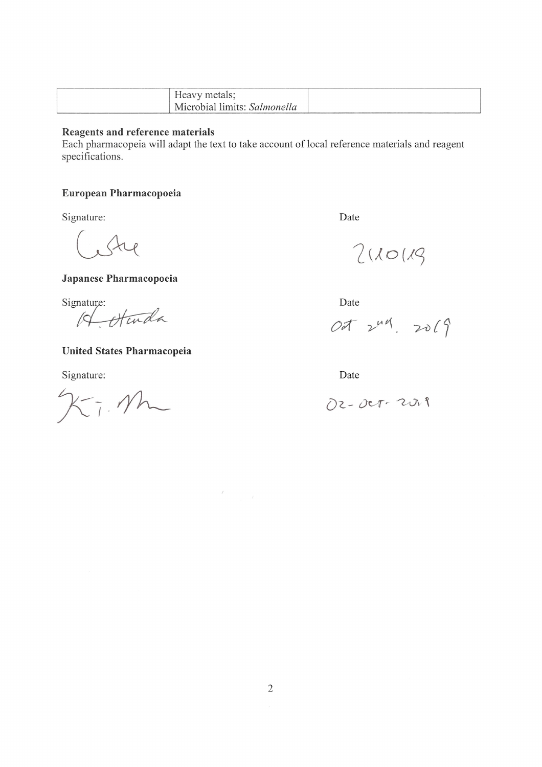| | | |
|---|---|---|
| | Heavy metals;<br>Microbial limits: *Salmonella* | |

**Reagents and reference materials**
Each pharmacopeia will adapt the text to take account of local reference materials and reagent specifications.

**European Pharmacopoeia**

Signature:

Date

2/10/19

**Japanese Pharmacopoeia**

Signature:

Date

Oct 2nd, 2019

**United States Pharmacopeia**

Signature:

Date

02-OCT-2019